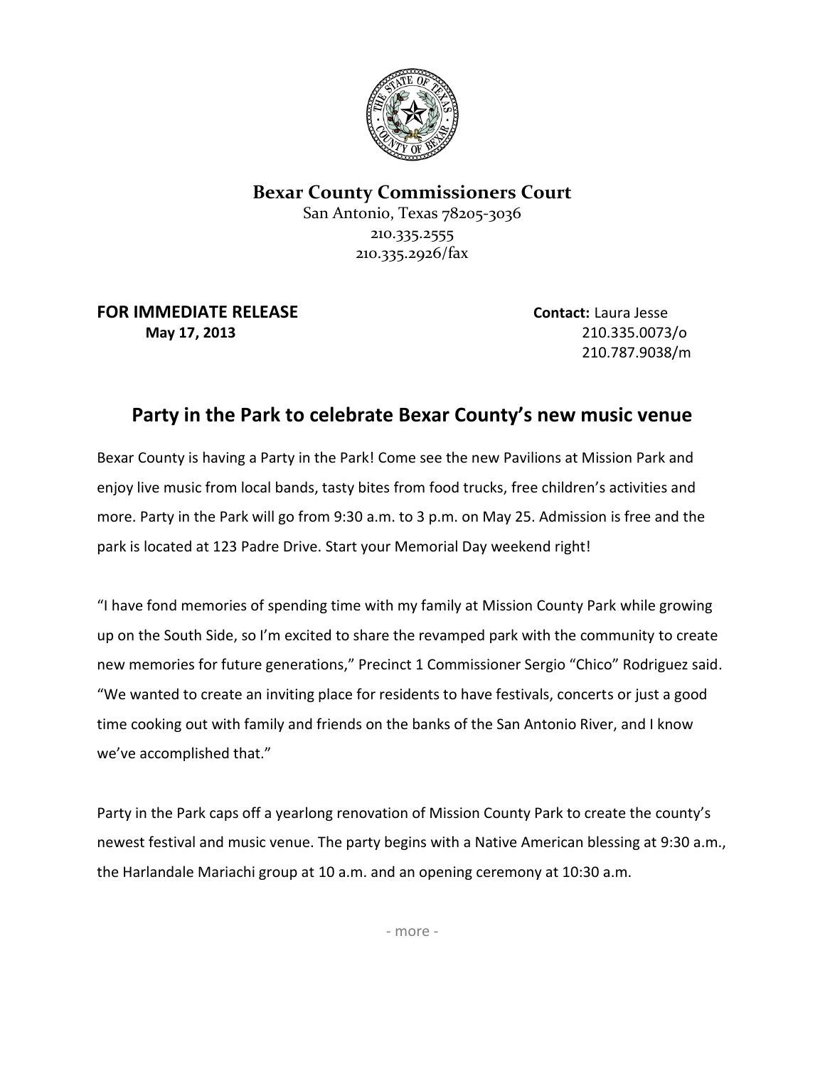**Bexar County Commissioners Court**
San Antonio, Texas 78205-3036
210.335.2555
210.335.2926/fax

**FOR IMMEDIATE RELEASE**
**May 17, 2013**

**Contact:** Laura Jesse
210.335.0073/o
210.787.9038/m

# Party in the Park to celebrate Bexar County's new music venue

Bexar County is having a Party in the Park! Come see the new Pavilions at Mission Park and enjoy live music from local bands, tasty bites from food trucks, free children's activities and more. Party in the Park will go from 9:30 a.m. to 3 p.m. on May 25. Admission is free and the park is located at 123 Padre Drive. Start your Memorial Day weekend right!

"I have fond memories of spending time with my family at Mission County Park while growing up on the South Side, so I'm excited to share the revamped park with the community to create new memories for future generations," Precinct 1 Commissioner Sergio "Chico" Rodriguez said. "We wanted to create an inviting place for residents to have festivals, concerts or just a good time cooking out with family and friends on the banks of the San Antonio River, and I know we've accomplished that."

Party in the Park caps off a yearlong renovation of Mission County Park to create the county's newest festival and music venue. The party begins with a Native American blessing at 9:30 a.m., the Harlandale Mariachi group at 10 a.m. and an opening ceremony at 10:30 a.m.

- more -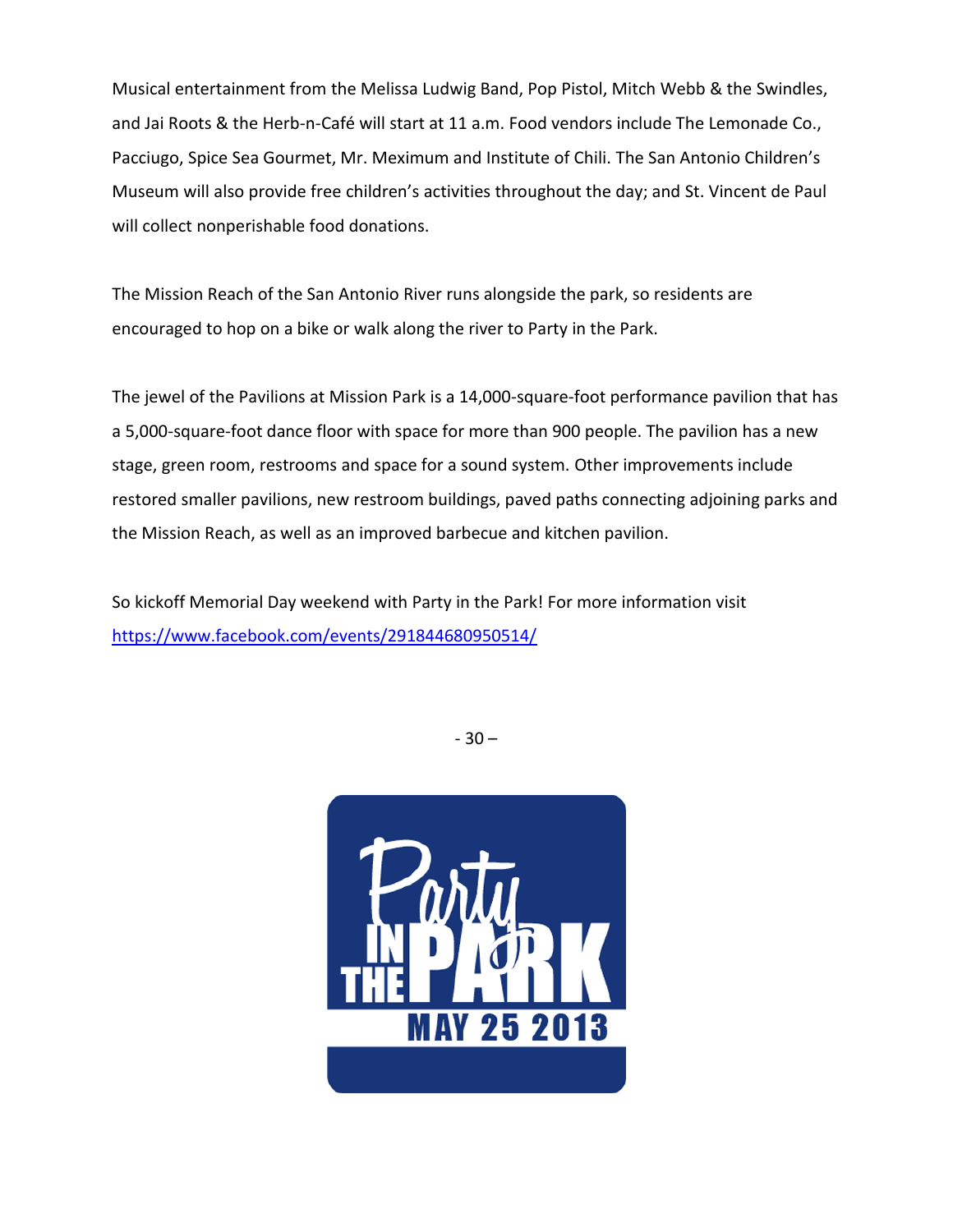Musical entertainment from the Melissa Ludwig Band, Pop Pistol, Mitch Webb & the Swindles, and Jai Roots & the Herb-n-Café will start at 11 a.m. Food vendors include The Lemonade Co., Pacciugo, Spice Sea Gourmet, Mr. Meximum and Institute of Chili. The San Antonio Children's Museum will also provide free children's activities throughout the day; and St. Vincent de Paul will collect nonperishable food donations.

The Mission Reach of the San Antonio River runs alongside the park, so residents are encouraged to hop on a bike or walk along the river to Party in the Park.

The jewel of the Pavilions at Mission Park is a 14,000-square-foot performance pavilion that has a 5,000-square-foot dance floor with space for more than 900 people. The pavilion has a new stage, green room, restrooms and space for a sound system. Other improvements include restored smaller pavilions, new restroom buildings, paved paths connecting adjoining parks and the Mission Reach, as well as an improved barbecue and kitchen pavilion.

So kickoff Memorial Day weekend with Party in the Park! For more information visit [https://www.facebook.com/events/291844680950514/](https://www.facebook.com/events/291844680950514/)

- 30 –

Party IN THE PARK

MAY 25 2013